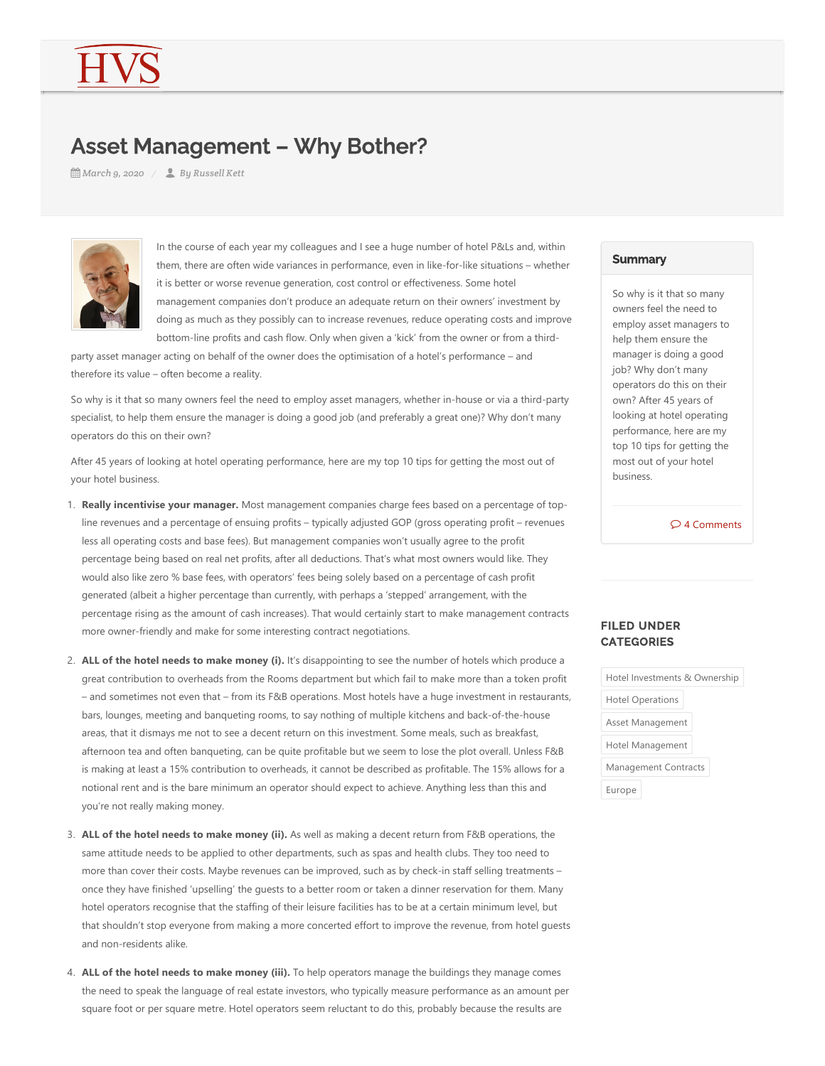HVS

# Asset Management – Why Bother?

*March 9, 2020* / *By Russell Kett*

In the course of each year my colleagues and I see a huge number of hotel P&Ls and, within them, there are often wide variances in performance, even in like-for-like situations – whether it is better or worse revenue generation, cost control or effectiveness. Some hotel management companies don't produce an adequate return on their owners' investment by doing as much as they possibly can to increase revenues, reduce operating costs and improve bottom-line profits and cash flow. Only when given a 'kick' from the owner or from a third-party asset manager acting on behalf of the owner does the optimisation of a hotel's performance – and therefore its value – often become a reality.

So why is it that so many owners feel the need to employ asset managers, whether in-house or via a third-party specialist, to help them ensure the manager is doing a good job (and preferably a great one)? Why don't many operators do this on their own?

After 45 years of looking at hotel operating performance, here are my top 10 tips for getting the most out of your hotel business.

1. **Really incentivise your manager.** Most management companies charge fees based on a percentage of top-line revenues and a percentage of ensuing profits – typically adjusted GOP (gross operating profit – revenues less all operating costs and base fees). But management companies won't usually agree to the profit percentage being based on real net profits, after all deductions. That's what most owners would like. They would also like zero % base fees, with operators' fees being solely based on a percentage of cash profit generated (albeit a higher percentage than currently, with perhaps a 'stepped' arrangement, with the percentage rising as the amount of cash increases). That would certainly start to make management contracts more owner-friendly and make for some interesting contract negotiations.

2. **ALL of the hotel needs to make money (i).** It's disappointing to see the number of hotels which produce a great contribution to overheads from the Rooms department but which fail to make more than a token profit – and sometimes not even that – from its F&B operations. Most hotels have a huge investment in restaurants, bars, lounges, meeting and banqueting rooms, to say nothing of multiple kitchens and back-of-the-house areas, that it dismays me not to see a decent return on this investment. Some meals, such as breakfast, afternoon tea and often banqueting, can be quite profitable but we seem to lose the plot overall. Unless F&B is making at least a 15% contribution to overheads, it cannot be described as profitable. The 15% allows for a notional rent and is the bare minimum an operator should expect to achieve. Anything less than this and you're not really making money.

3. **ALL of the hotel needs to make money (ii).** As well as making a decent return from F&B operations, the same attitude needs to be applied to other departments, such as spas and health clubs. They too need to more than cover their costs. Maybe revenues can be improved, such as by check-in staff selling treatments – once they have finished 'upselling' the guests to a better room or taken a dinner reservation for them. Many hotel operators recognise that the staffing of their leisure facilities has to be at a certain minimum level, but that shouldn't stop everyone from making a more concerted effort to improve the revenue, from hotel guests and non-residents alike.

4. **ALL of the hotel needs to make money (iii).** To help operators manage the buildings they manage comes the need to speak the language of real estate investors, who typically measure performance as an amount per square foot or per square metre. Hotel operators seem reluctant to do this, probably because the results are

## Summary

So why is it that so many owners feel the need to employ asset managers to help them ensure the manager is doing a good job? Why don't many operators do this on their own? After 45 years of looking at hotel operating performance, here are my top 10 tips for getting the most out of your hotel business.

4 Comments

## FILED UNDER CATEGORIES

Hotel Investments & Ownership
Hotel Operations
Asset Management
Hotel Management
Management Contracts
Europe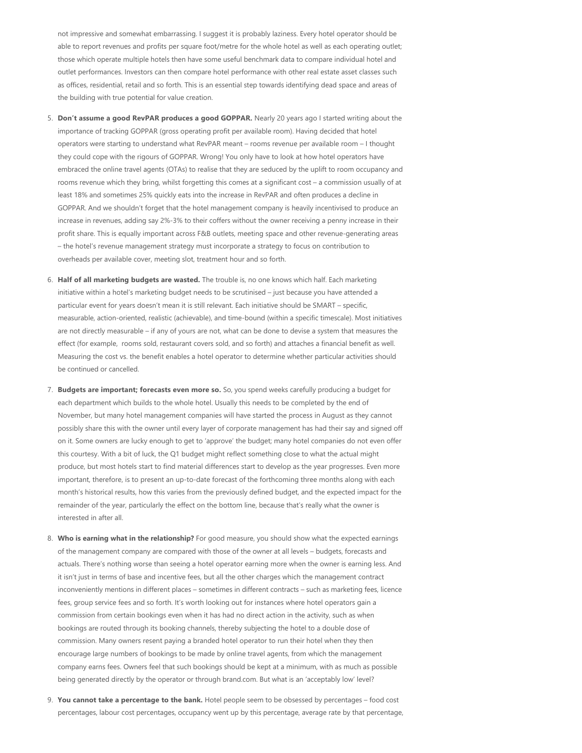not impressive and somewhat embarrassing. I suggest it is probably laziness. Every hotel operator should be able to report revenues and profits per square foot/metre for the whole hotel as well as each operating outlet; those which operate multiple hotels then have some useful benchmark data to compare individual hotel and outlet performances. Investors can then compare hotel performance with other real estate asset classes such as offices, residential, retail and so forth. This is an essential step towards identifying dead space and areas of the building with true potential for value creation.

5. **Don't assume a good RevPAR produces a good GOPPAR.** Nearly 20 years ago I started writing about the importance of tracking GOPPAR (gross operating profit per available room). Having decided that hotel operators were starting to understand what RevPAR meant – rooms revenue per available room – I thought they could cope with the rigours of GOPPAR. Wrong! You only have to look at how hotel operators have embraced the online travel agents (OTAs) to realise that they are seduced by the uplift to room occupancy and rooms revenue which they bring, whilst forgetting this comes at a significant cost – a commission usually of at least 18% and sometimes 25% quickly eats into the increase in RevPAR and often produces a decline in GOPPAR. And we shouldn't forget that the hotel management company is heavily incentivised to produce an increase in revenues, adding say 2%-3% to their coffers without the owner receiving a penny increase in their profit share. This is equally important across F&B outlets, meeting space and other revenue-generating areas – the hotel's revenue management strategy must incorporate a strategy to focus on contribution to overheads per available cover, meeting slot, treatment hour and so forth.

6. **Half of all marketing budgets are wasted.** The trouble is, no one knows which half. Each marketing initiative within a hotel's marketing budget needs to be scrutinised – just because you have attended a particular event for years doesn't mean it is still relevant. Each initiative should be SMART – specific, measurable, action-oriented, realistic (achievable), and time-bound (within a specific timescale). Most initiatives are not directly measurable – if any of yours are not, what can be done to devise a system that measures the effect (for example, rooms sold, restaurant covers sold, and so forth) and attaches a financial benefit as well. Measuring the cost vs. the benefit enables a hotel operator to determine whether particular activities should be continued or cancelled.

7. **Budgets are important; forecasts even more so.** So, you spend weeks carefully producing a budget for each department which builds to the whole hotel. Usually this needs to be completed by the end of November, but many hotel management companies will have started the process in August as they cannot possibly share this with the owner until every layer of corporate management has had their say and signed off on it. Some owners are lucky enough to get to 'approve' the budget; many hotel companies do not even offer this courtesy. With a bit of luck, the Q1 budget might reflect something close to what the actual might produce, but most hotels start to find material differences start to develop as the year progresses. Even more important, therefore, is to present an up-to-date forecast of the forthcoming three months along with each month's historical results, how this varies from the previously defined budget, and the expected impact for the remainder of the year, particularly the effect on the bottom line, because that's really what the owner is interested in after all.

8. **Who is earning what in the relationship?** For good measure, you should show what the expected earnings of the management company are compared with those of the owner at all levels – budgets, forecasts and actuals. There's nothing worse than seeing a hotel operator earning more when the owner is earning less. And it isn't just in terms of base and incentive fees, but all the other charges which the management contract inconveniently mentions in different places – sometimes in different contracts – such as marketing fees, licence fees, group service fees and so forth. It's worth looking out for instances where hotel operators gain a commission from certain bookings even when it has had no direct action in the activity, such as when bookings are routed through its booking channels, thereby subjecting the hotel to a double dose of commission. Many owners resent paying a branded hotel operator to run their hotel when they then encourage large numbers of bookings to be made by online travel agents, from which the management company earns fees. Owners feel that such bookings should be kept at a minimum, with as much as possible being generated directly by the operator or through brand.com. But what is an 'acceptably low' level?

9. **You cannot take a percentage to the bank.** Hotel people seem to be obsessed by percentages – food cost percentages, labour cost percentages, occupancy went up by this percentage, average rate by that percentage,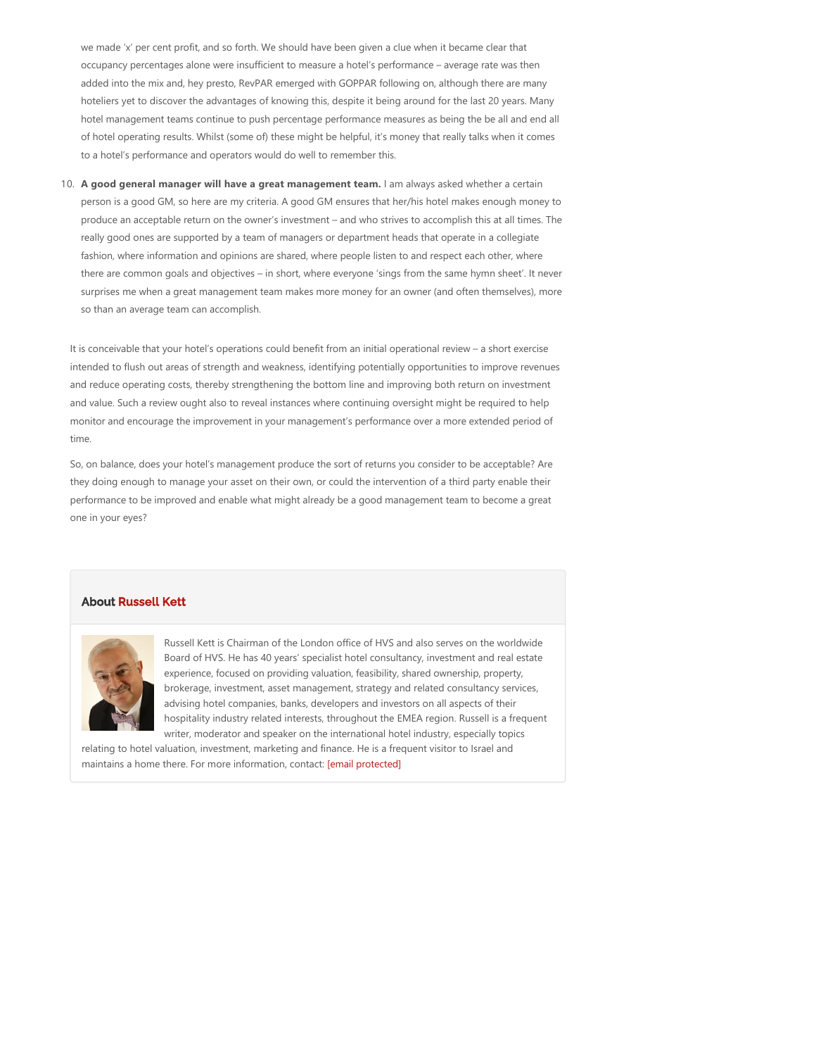we made 'x' per cent profit, and so forth. We should have been given a clue when it became clear that occupancy percentages alone were insufficient to measure a hotel's performance – average rate was then added into the mix and, hey presto, RevPAR emerged with GOPPAR following on, although there are many hoteliers yet to discover the advantages of knowing this, despite it being around for the last 20 years. Many hotel management teams continue to push percentage performance measures as being the be all and end all of hotel operating results. Whilst (some of) these might be helpful, it's money that really talks when it comes to a hotel's performance and operators would do well to remember this.

10. **A good general manager will have a great management team.** I am always asked whether a certain person is a good GM, so here are my criteria. A good GM ensures that her/his hotel makes enough money to produce an acceptable return on the owner's investment – and who strives to accomplish this at all times. The really good ones are supported by a team of managers or department heads that operate in a collegiate fashion, where information and opinions are shared, where people listen to and respect each other, where there are common goals and objectives – in short, where everyone 'sings from the same hymn sheet'. It never surprises me when a great management team makes more money for an owner (and often themselves), more so than an average team can accomplish.

It is conceivable that your hotel's operations could benefit from an initial operational review – a short exercise intended to flush out areas of strength and weakness, identifying potentially opportunities to improve revenues and reduce operating costs, thereby strengthening the bottom line and improving both return on investment and value. Such a review ought also to reveal instances where continuing oversight might be required to help monitor and encourage the improvement in your management's performance over a more extended period of time.

So, on balance, does your hotel's management produce the sort of returns you consider to be acceptable? Are they doing enough to manage your asset on their own, or could the intervention of a third party enable their performance to be improved and enable what might already be a good management team to become a great one in your eyes?

### About Russell Kett

Russell Kett is Chairman of the London office of HVS and also serves on the worldwide Board of HVS. He has 40 years' specialist hotel consultancy, investment and real estate experience, focused on providing valuation, feasibility, shared ownership, property, brokerage, investment, asset management, strategy and related consultancy services, advising hotel companies, banks, developers and investors on all aspects of their hospitality industry related interests, throughout the EMEA region. Russell is a frequent writer, moderator and speaker on the international hotel industry, especially topics relating to hotel valuation, investment, marketing and finance. He is a frequent visitor to Israel and maintains a home there. For more information, contact: [email protected]